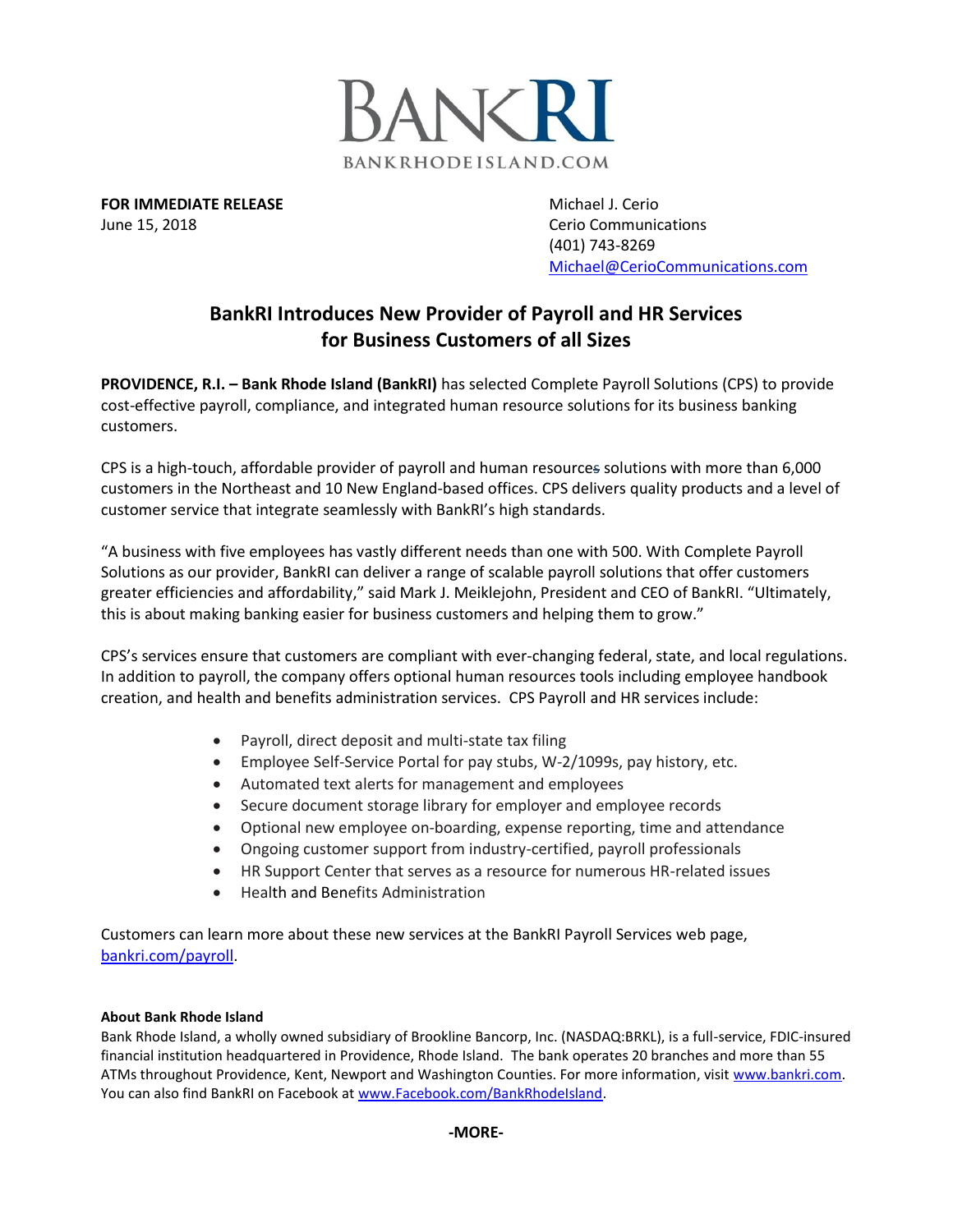BANKRI

BANKRHODEISLAND.COM

**FOR IMMEDIATE RELEASE**
June 15, 2018

Michael J. Cerio
Cerio Communications
(401) 743-8269
Michael@CerioCommunications.com

# BankRI Introduces New Provider of Payroll and HR Services for Business Customers of all Sizes

**PROVIDENCE, R.I. – Bank Rhode Island (BankRI)** has selected Complete Payroll Solutions (CPS) to provide cost-effective payroll, compliance, and integrated human resource solutions for its business banking customers.

CPS is a high-touch, affordable provider of payroll and human resources solutions with more than 6,000 customers in the Northeast and 10 New England-based offices. CPS delivers quality products and a level of customer service that integrate seamlessly with BankRI's high standards.

"A business with five employees has vastly different needs than one with 500. With Complete Payroll Solutions as our provider, BankRI can deliver a range of scalable payroll solutions that offer customers greater efficiencies and affordability," said Mark J. Meiklejohn, President and CEO of BankRI. "Ultimately, this is about making banking easier for business customers and helping them to grow."

CPS's services ensure that customers are compliant with ever-changing federal, state, and local regulations. In addition to payroll, the company offers optional human resources tools including employee handbook creation, and health and benefits administration services. CPS Payroll and HR services include:

- Payroll, direct deposit and multi-state tax filing
- Employee Self-Service Portal for pay stubs, W-2/1099s, pay history, etc.
- Automated text alerts for management and employees
- Secure document storage library for employer and employee records
- Optional new employee on-boarding, expense reporting, time and attendance
- Ongoing customer support from industry-certified, payroll professionals
- HR Support Center that serves as a resource for numerous HR-related issues
- Health and Benefits Administration

Customers can learn more about these new services at the BankRI Payroll Services web page, bankri.com/payroll.

**About Bank Rhode Island**
Bank Rhode Island, a wholly owned subsidiary of Brookline Bancorp, Inc. (NASDAQ:BRKL), is a full-service, FDIC-insured financial institution headquartered in Providence, Rhode Island. The bank operates 20 branches and more than 55 ATMs throughout Providence, Kent, Newport and Washington Counties. For more information, visit www.bankri.com. You can also find BankRI on Facebook at www.Facebook.com/BankRhodeIsland.

**-MORE-**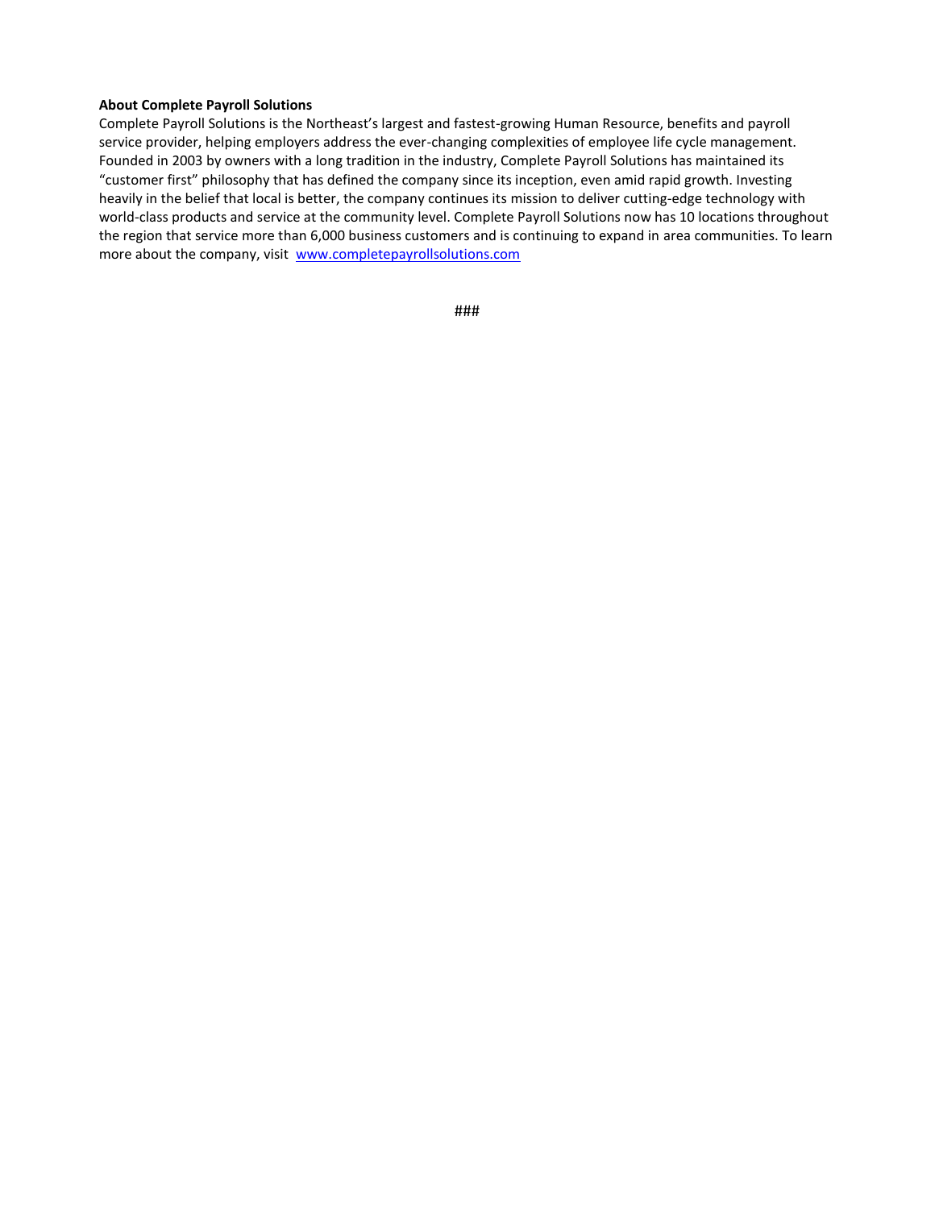**About Complete Payroll Solutions**

Complete Payroll Solutions is the Northeast's largest and fastest-growing Human Resource, benefits and payroll service provider, helping employers address the ever-changing complexities of employee life cycle management. Founded in 2003 by owners with a long tradition in the industry, Complete Payroll Solutions has maintained its "customer first" philosophy that has defined the company since its inception, even amid rapid growth. Investing heavily in the belief that local is better, the company continues its mission to deliver cutting-edge technology with world-class products and service at the community level. Complete Payroll Solutions now has 10 locations throughout the region that service more than 6,000 business customers and is continuing to expand in area communities. To learn more about the company, visit [www.completepayrollsolutions.com](http://www.completepayrollsolutions.com)

###